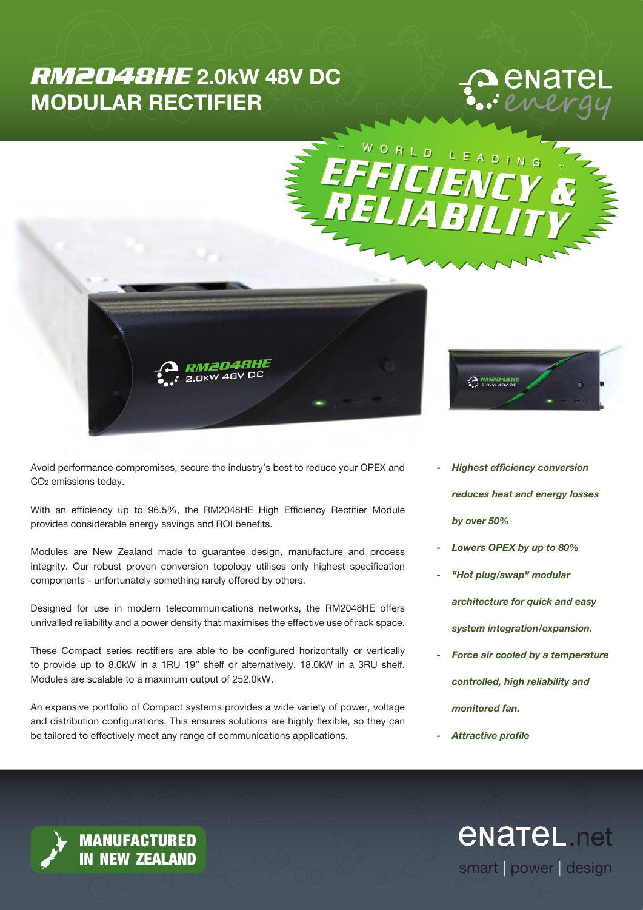# *RM2048HE* 2.0kW 48V DC MODULAR RECTIFIER

enatel energy

~ WORLD LEADING ~
EFFICIENCY & RELIABILITY

Avoid performance compromises, secure the industry's best to reduce your OPEX and $CO_2$ emissions today.

With an efficiency up to 96.5%, the RM2048HE High Efficiency Rectifier Module provides considerable energy savings and ROI benefits.

Modules are New Zealand made to guarantee design, manufacture and process integrity. Our robust proven conversion topology utilises only highest specification components - unfortunately something rarely offered by others.

Designed for use in modern telecommunications networks, the RM2048HE offers unrivalled reliability and a power density that maximises the effective use of rack space.

These Compact series rectifiers are able to be configured horizontally or vertically to provide up to 8.0kW in a 1RU 19" shelf or alternatively, 18.0kW in a 3RU shelf. Modules are scalable to a maximum output of 252.0kW.

An expansive portfolio of Compact systems provides a wide variety of power, voltage and distribution configurations. This ensures solutions are highly flexible, so they can be tailored to effectively meet any range of communications applications.

- ***Highest efficiency conversion reduces heat and energy losses by over 50%***
- ***Lowers OPEX by up to 80%***
- ***"Hot plug/swap" modular architecture for quick and easy system integration/expansion.***
- ***Force air cooled by a temperature controlled, high reliability and monitored fan.***
- ***Attractive profile***

**MANUFACTURED IN NEW ZEALAND**

enatel.net

smart | power | design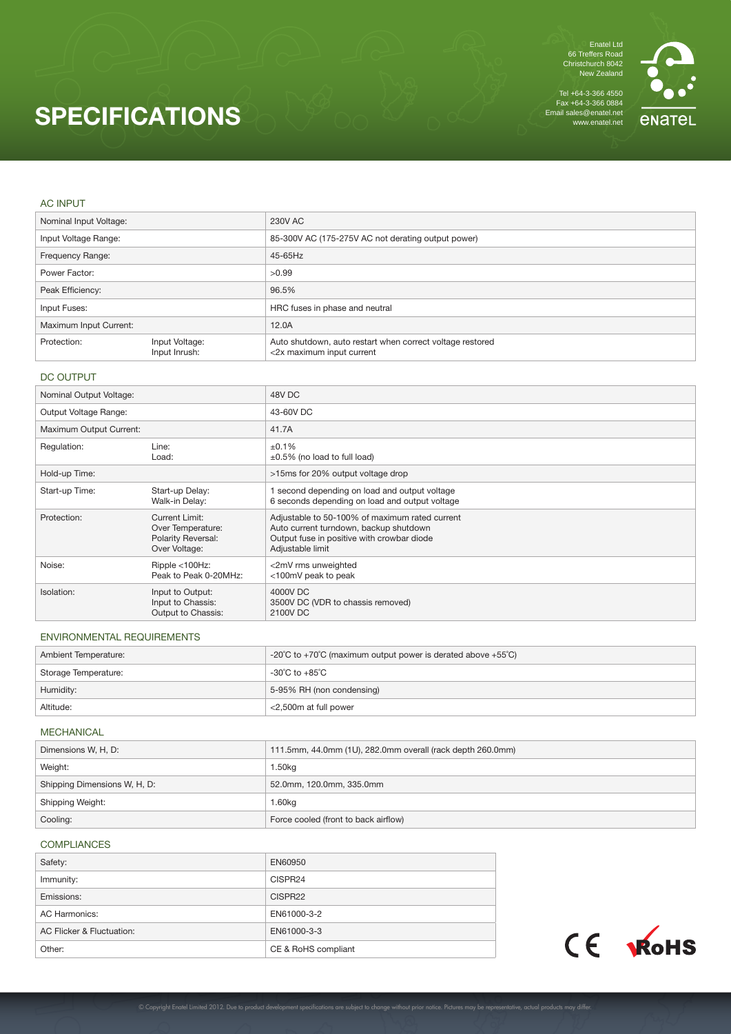# SPECIFICATIONS

Enatel Ltd
66 Treffers Road
Christchurch 8042
New Zealand

Tel +64-3-366 4550
Fax +64-3-366 0884
Email sales@enatel.net
www.enatel.net

## AC INPUT

| | | |
|---|---|---|
| Nominal Input Voltage: | | 230V AC |
| Input Voltage Range: | | 85-300V AC (175-275V AC not derating output power) |
| Frequency Range: | | 45-65Hz |
| Power Factor: | | >0.99 |
| Peak Efficiency: | | 96.5% |
| Input Fuses: | | HRC fuses in phase and neutral |
| Maximum Input Current: | | 12.0A |
| Protection: | Input Voltage:<br>Input Inrush: | Auto shutdown, auto restart when correct voltage restored<br><2x maximum input current |

## DC OUTPUT

| | | |
|---|---|---|
| Nominal Output Voltage: | | 48V DC |
| Output Voltage Range: | | 43-60V DC |
| Maximum Output Current: | | 41.7A |
| Regulation: | Line:<br>Load: | ±0.1%<br>±0.5% (no load to full load) |
| Hold-up Time: | | >15ms for 20% output voltage drop |
| Start-up Time: | Start-up Delay:<br>Walk-in Delay: | 1 second depending on load and output voltage<br>6 seconds depending on load and output voltage |
| Protection: | Current Limit:<br>Over Temperature:<br>Polarity Reversal:<br>Over Voltage: | Adjustable to 50-100% of maximum rated current<br>Auto current turndown, backup shutdown<br>Output fuse in positive with crowbar diode<br>Adjustable limit |
| Noise: | Ripple <100Hz:<br>Peak to Peak 0-20MHz: | <2mV rms unweighted<br><100mV peak to peak |
| Isolation: | Input to Output:<br>Input to Chassis:<br>Output to Chassis: | 4000V DC<br>3500V DC (VDR to chassis removed)<br>2100V DC |

## ENVIRONMENTAL REQUIREMENTS

| | |
|---|---|
| Ambient Temperature: | -20˚C to +70˚C (maximum output power is derated above +55˚C) |
| Storage Temperature: | -30˚C to +85˚C |
| Humidity: | 5-95% RH (non condensing) |
| Altitude: | <2,500m at full power |

## MECHANICAL

| | |
|---|---|
| Dimensions W, H, D: | 111.5mm, 44.0mm (1U), 282.0mm overall (rack depth 260.0mm) |
| Weight: | 1.50kg |
| Shipping Dimensions W, H, D: | 52.0mm, 120.0mm, 335.0mm |
| Shipping Weight: | 1.60kg |
| Cooling: | Force cooled (front to back airflow) |

## COMPLIANCES

| | |
|---|---|
| Safety: | EN60950 |
| Immunity: | CISPR24 |
| Emissions: | CISPR22 |
| AC Harmonics: | EN61000-3-2 |
| AC Flicker & Fluctuation: | EN61000-3-3 |
| Other: | CE & RoHS compliant |

CE RoHS

© Copyright Enatel Limited 2012. Due to product development specifications are subject to change without prior notice. Pictures may be representative, actual products may differ.